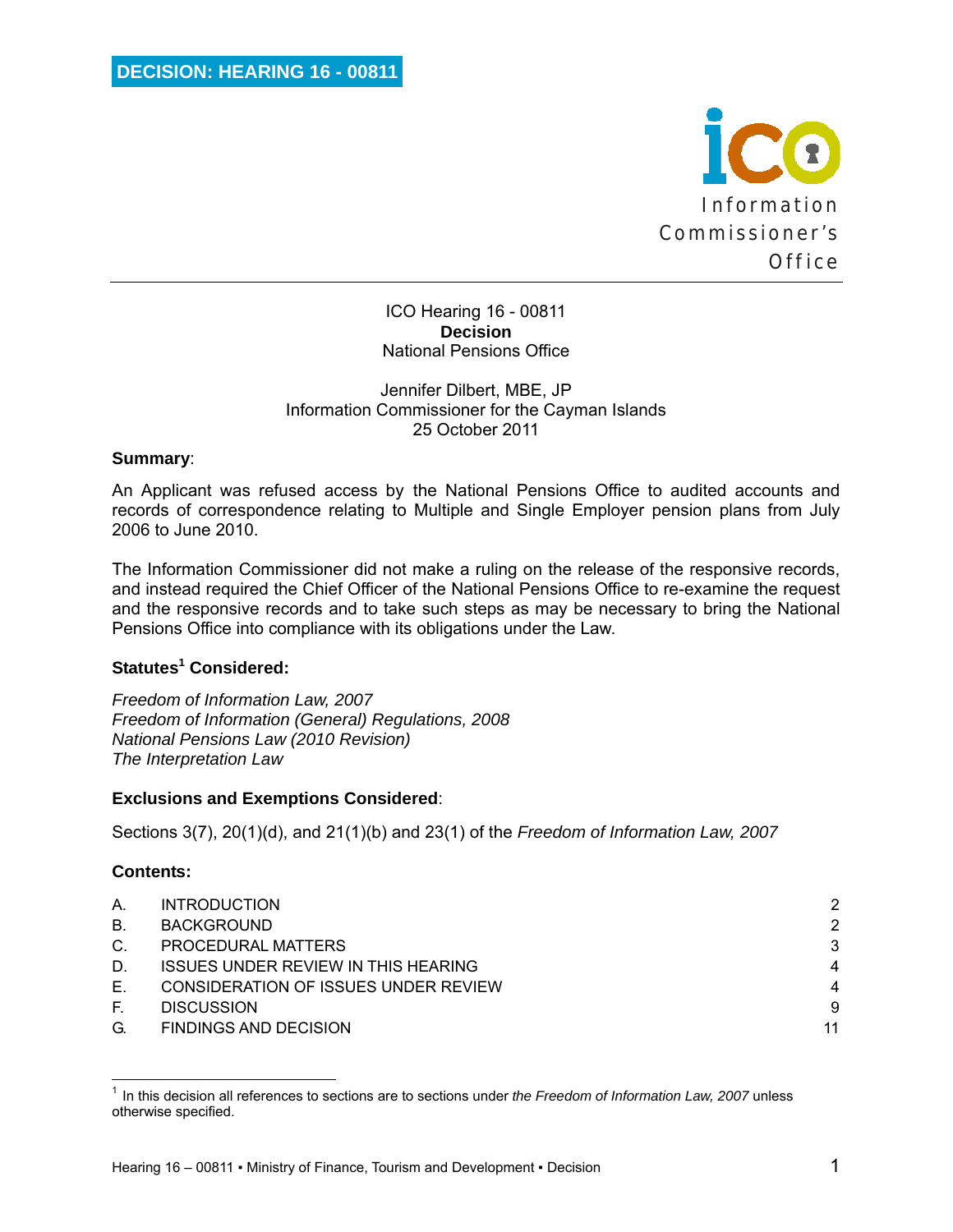**DECISION: HEARING 16 - 00811**

Information Commissioner's Office

ICO Hearing 16 - 00811
**Decision**
National Pensions Office

Jennifer Dilbert, MBE, JP
Information Commissioner for the Cayman Islands
25 October 2011

**Summary**:

An Applicant was refused access by the National Pensions Office to audited accounts and records of correspondence relating to Multiple and Single Employer pension plans from July 2006 to June 2010.

The Information Commissioner did not make a ruling on the release of the responsive records, and instead required the Chief Officer of the National Pensions Office to re-examine the request and the responsive records and to take such steps as may be necessary to bring the National Pensions Office into compliance with its obligations under the Law.

**Statutes[1] Considered:**

*Freedom of Information Law, 2007*
*Freedom of Information (General) Regulations, 2008*
*National Pensions Law (2010 Revision)*
*The Interpretation Law*

**Exclusions and Exemptions Considered**:

Sections 3(7), 20(1)(d), and 21(1)(b) and 23(1) of the *Freedom of Information Law, 2007*

**Contents:**

| | | |
|---|---|---|
| A. | INTRODUCTION | 2 |
| B. | BACKGROUND | 2 |
| C. | PROCEDURAL MATTERS | 3 |
| D. | ISSUES UNDER REVIEW IN THIS HEARING | 4 |
| E. | CONSIDERATION OF ISSUES UNDER REVIEW | 4 |
| F. | DISCUSSION | 9 |
| G. | FINDINGS AND DECISION | 11 |

[1] In this decision all references to sections are to sections under *the Freedom of Information Law, 2007* unless otherwise specified.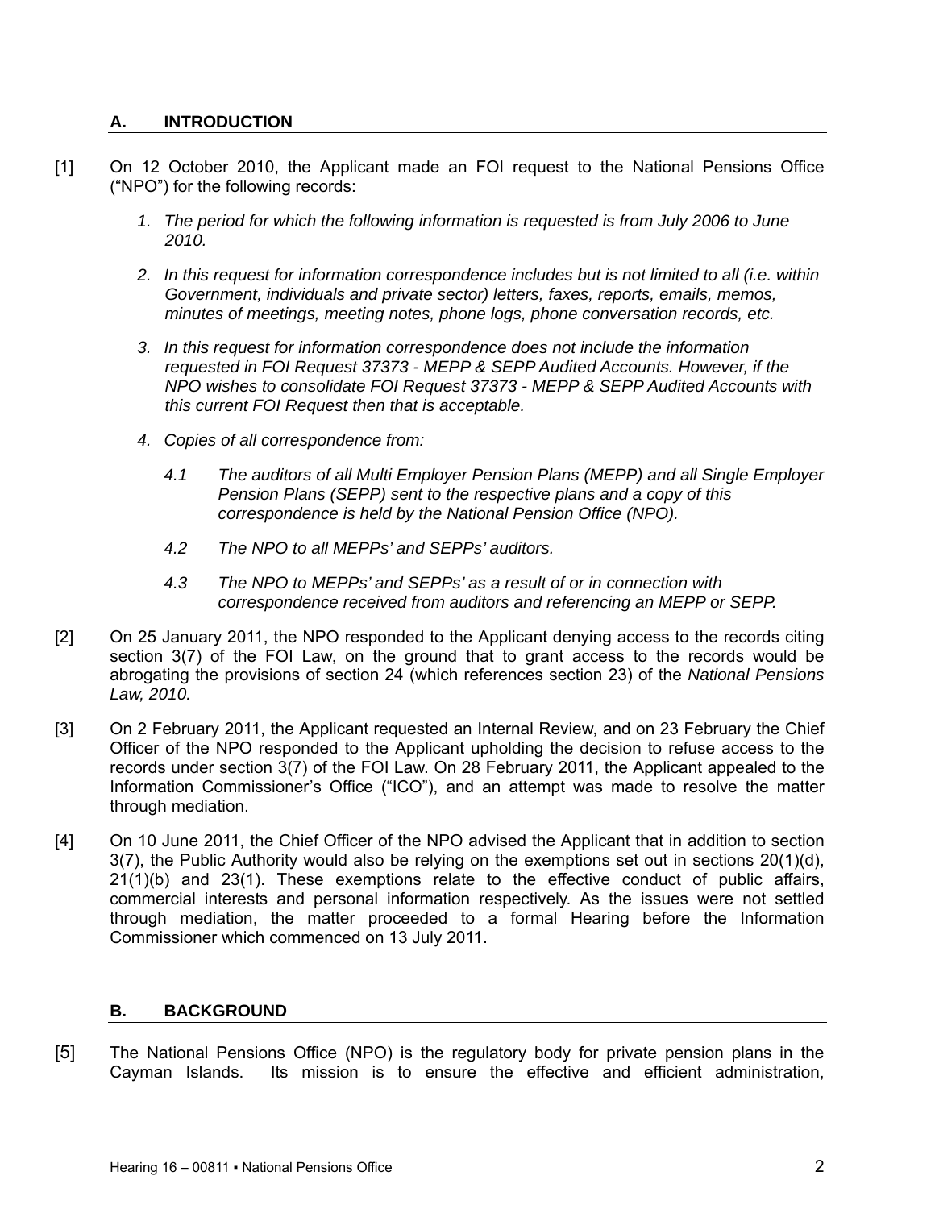## A. INTRODUCTION

[1] On 12 October 2010, the Applicant made an FOI request to the National Pensions Office ("NPO") for the following records:

1. *The period for which the following information is requested is from July 2006 to June 2010.*

2. *In this request for information correspondence includes but is not limited to all (i.e. within Government, individuals and private sector) letters, faxes, reports, emails, memos, minutes of meetings, meeting notes, phone logs, phone conversation records, etc.*

3. *In this request for information correspondence does not include the information requested in FOI Request 37373 - MEPP & SEPP Audited Accounts. However, if the NPO wishes to consolidate FOI Request 37373 - MEPP & SEPP Audited Accounts with this current FOI Request then that is acceptable.*

4. *Copies of all correspondence from:*

   *4.1 The auditors of all Multi Employer Pension Plans (MEPP) and all Single Employer Pension Plans (SEPP) sent to the respective plans and a copy of this correspondence is held by the National Pension Office (NPO).*

   *4.2 The NPO to all MEPPs' and SEPPs' auditors.*

   *4.3 The NPO to MEPPs' and SEPPs' as a result of or in connection with correspondence received from auditors and referencing an MEPP or SEPP.*

[2] On 25 January 2011, the NPO responded to the Applicant denying access to the records citing section 3(7) of the FOI Law, on the ground that to grant access to the records would be abrogating the provisions of section 24 (which references section 23) of the *National Pensions Law, 2010.*

[3] On 2 February 2011, the Applicant requested an Internal Review, and on 23 February the Chief Officer of the NPO responded to the Applicant upholding the decision to refuse access to the records under section 3(7) of the FOI Law. On 28 February 2011, the Applicant appealed to the Information Commissioner's Office ("ICO"), and an attempt was made to resolve the matter through mediation.

[4] On 10 June 2011, the Chief Officer of the NPO advised the Applicant that in addition to section 3(7), the Public Authority would also be relying on the exemptions set out in sections 20(1)(d), 21(1)(b) and 23(1). These exemptions relate to the effective conduct of public affairs, commercial interests and personal information respectively. As the issues were not settled through mediation, the matter proceeded to a formal Hearing before the Information Commissioner which commenced on 13 July 2011.

## B. BACKGROUND

[5] The National Pensions Office (NPO) is the regulatory body for private pension plans in the Cayman Islands. Its mission is to ensure the effective and efficient administration,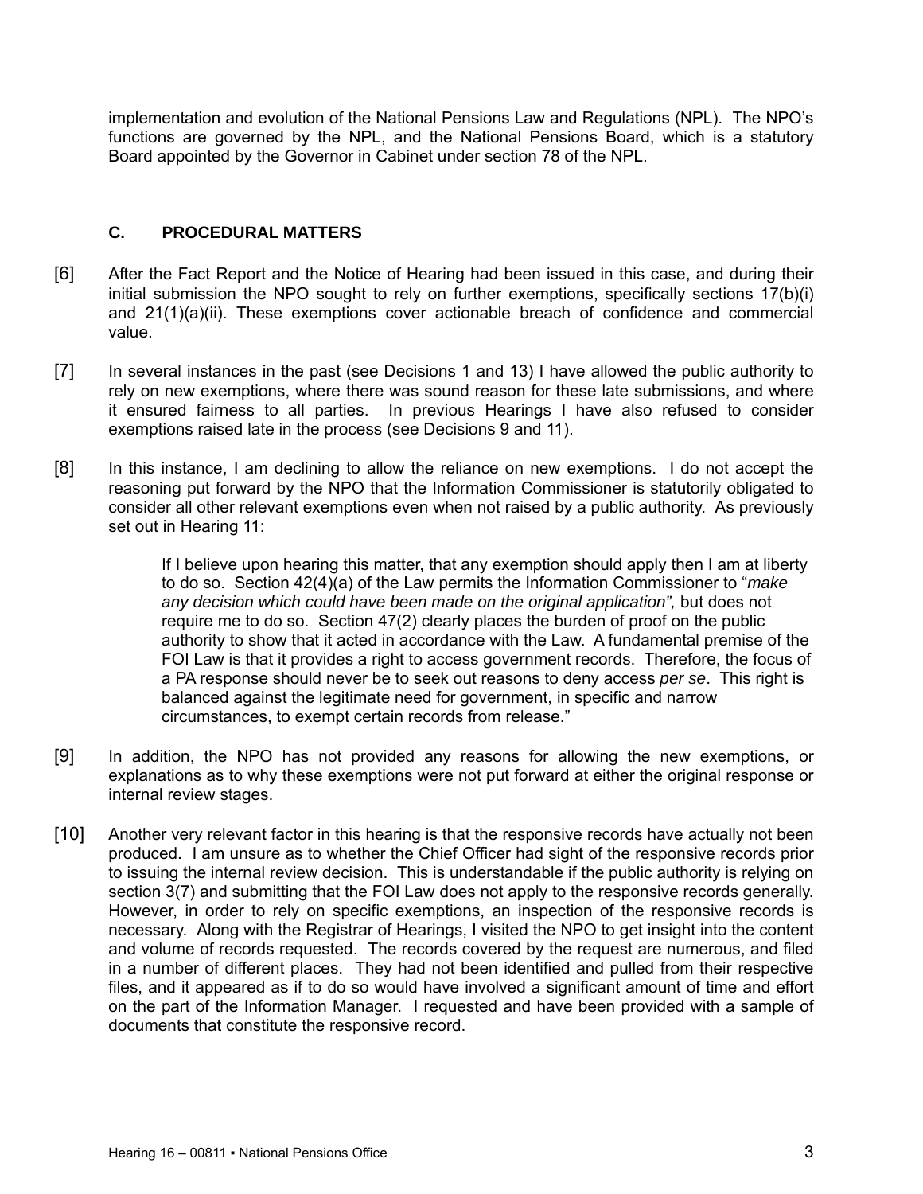implementation and evolution of the National Pensions Law and Regulations (NPL). The NPO's functions are governed by the NPL, and the National Pensions Board, which is a statutory Board appointed by the Governor in Cabinet under section 78 of the NPL.

## C. PROCEDURAL MATTERS

[6] After the Fact Report and the Notice of Hearing had been issued in this case, and during their initial submission the NPO sought to rely on further exemptions, specifically sections 17(b)(i) and 21(1)(a)(ii). These exemptions cover actionable breach of confidence and commercial value.

[7] In several instances in the past (see Decisions 1 and 13) I have allowed the public authority to rely on new exemptions, where there was sound reason for these late submissions, and where it ensured fairness to all parties. In previous Hearings I have also refused to consider exemptions raised late in the process (see Decisions 9 and 11).

[8] In this instance, I am declining to allow the reliance on new exemptions. I do not accept the reasoning put forward by the NPO that the Information Commissioner is statutorily obligated to consider all other relevant exemptions even when not raised by a public authority. As previously set out in Hearing 11:

> If I believe upon hearing this matter, that any exemption should apply then I am at liberty to do so. Section 42(4)(a) of the Law permits the Information Commissioner to "*make any decision which could have been made on the original application",* but does not require me to do so. Section 47(2) clearly places the burden of proof on the public authority to show that it acted in accordance with the Law. A fundamental premise of the FOI Law is that it provides a right to access government records. Therefore, the focus of a PA response should never be to seek out reasons to deny access *per se*. This right is balanced against the legitimate need for government, in specific and narrow circumstances, to exempt certain records from release."

[9] In addition, the NPO has not provided any reasons for allowing the new exemptions, or explanations as to why these exemptions were not put forward at either the original response or internal review stages.

[10] Another very relevant factor in this hearing is that the responsive records have actually not been produced. I am unsure as to whether the Chief Officer had sight of the responsive records prior to issuing the internal review decision. This is understandable if the public authority is relying on section 3(7) and submitting that the FOI Law does not apply to the responsive records generally. However, in order to rely on specific exemptions, an inspection of the responsive records is necessary. Along with the Registrar of Hearings, I visited the NPO to get insight into the content and volume of records requested. The records covered by the request are numerous, and filed in a number of different places. They had not been identified and pulled from their respective files, and it appeared as if to do so would have involved a significant amount of time and effort on the part of the Information Manager. I requested and have been provided with a sample of documents that constitute the responsive record.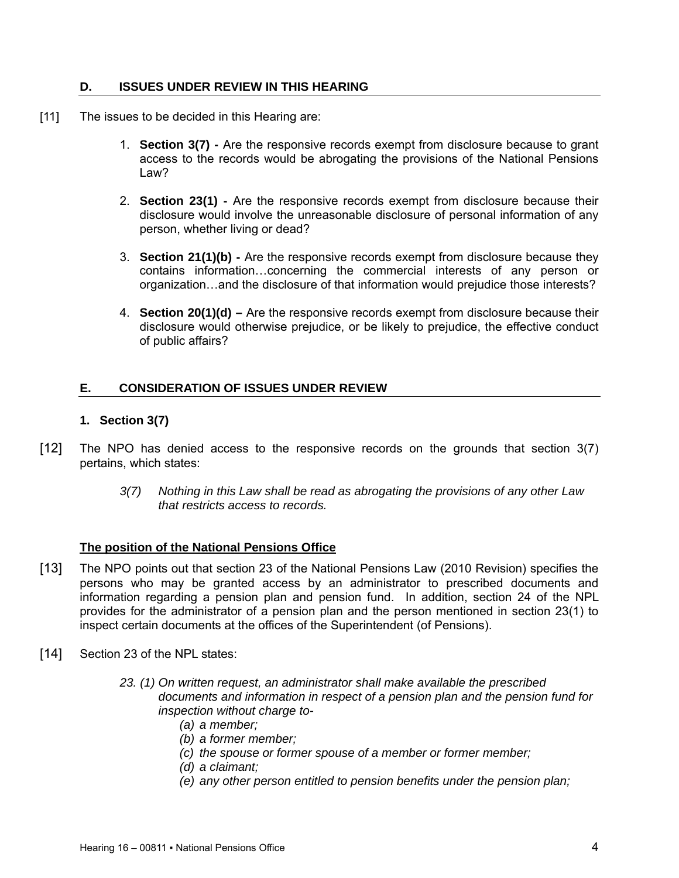## D. ISSUES UNDER REVIEW IN THIS HEARING

[11] The issues to be decided in this Hearing are:

1. **Section 3(7) -** Are the responsive records exempt from disclosure because to grant access to the records would be abrogating the provisions of the National Pensions Law?

2. **Section 23(1) -** Are the responsive records exempt from disclosure because their disclosure would involve the unreasonable disclosure of personal information of any person, whether living or dead?

3. **Section 21(1)(b) -** Are the responsive records exempt from disclosure because they contains information…concerning the commercial interests of any person or organization…and the disclosure of that information would prejudice those interests?

4. **Section 20(1)(d) –** Are the responsive records exempt from disclosure because their disclosure would otherwise prejudice, or be likely to prejudice, the effective conduct of public affairs?

## E. CONSIDERATION OF ISSUES UNDER REVIEW

### 1. Section 3(7)

[12] The NPO has denied access to the responsive records on the grounds that section 3(7) pertains, which states:

> *3(7) Nothing in this Law shall be read as abrogating the provisions of any other Law that restricts access to records.*

**The position of the National Pensions Office**

[13] The NPO points out that section 23 of the National Pensions Law (2010 Revision) specifies the persons who may be granted access by an administrator to prescribed documents and information regarding a pension plan and pension fund. In addition, section 24 of the NPL provides for the administrator of a pension plan and the person mentioned in section 23(1) to inspect certain documents at the offices of the Superintendent (of Pensions).

[14] Section 23 of the NPL states:

> *23. (1) On written request, an administrator shall make available the prescribed documents and information in respect of a pension plan and the pension fund for inspection without charge to-*
>
> *(a) a member;*
>
> *(b) a former member;*
>
> *(c) the spouse or former spouse of a member or former member;*
>
> *(d) a claimant;*
>
> *(e) any other person entitled to pension benefits under the pension plan;*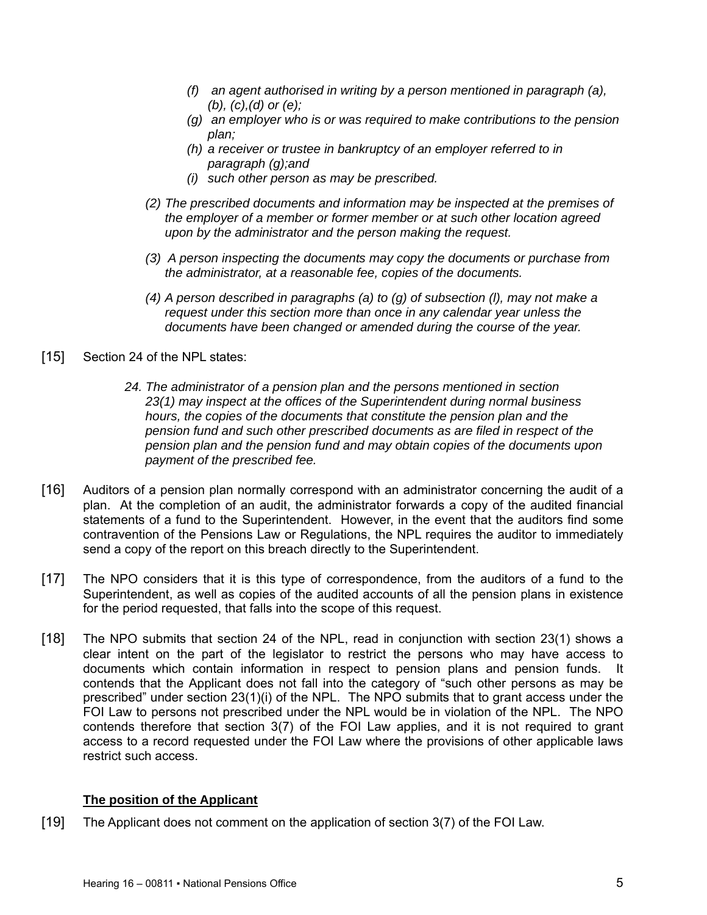> *(f) an agent authorised in writing by a person mentioned in paragraph (a), (b), (c),(d) or (e);*
>
> *(g) an employer who is or was required to make contributions to the pension plan;*
>
> *(h) a receiver or trustee in bankruptcy of an employer referred to in paragraph (g);and*
>
> *(i) such other person as may be prescribed.*
>
> *(2) The prescribed documents and information may be inspected at the premises of the employer of a member or former member or at such other location agreed upon by the administrator and the person making the request.*
>
> *(3) A person inspecting the documents may copy the documents or purchase from the administrator, at a reasonable fee, copies of the documents.*
>
> *(4) A person described in paragraphs (a) to (g) of subsection (l), may not make a request under this section more than once in any calendar year unless the documents have been changed or amended during the course of the year.*

[15] Section 24 of the NPL states:

> *24. The administrator of a pension plan and the persons mentioned in section 23(1) may inspect at the offices of the Superintendent during normal business hours, the copies of the documents that constitute the pension plan and the pension fund and such other prescribed documents as are filed in respect of the pension plan and the pension fund and may obtain copies of the documents upon payment of the prescribed fee.*

[16] Auditors of a pension plan normally correspond with an administrator concerning the audit of a plan. At the completion of an audit, the administrator forwards a copy of the audited financial statements of a fund to the Superintendent. However, in the event that the auditors find some contravention of the Pensions Law or Regulations, the NPL requires the auditor to immediately send a copy of the report on this breach directly to the Superintendent.

[17] The NPO considers that it is this type of correspondence, from the auditors of a fund to the Superintendent, as well as copies of the audited accounts of all the pension plans in existence for the period requested, that falls into the scope of this request.

[18] The NPO submits that section 24 of the NPL, read in conjunction with section 23(1) shows a clear intent on the part of the legislator to restrict the persons who may have access to documents which contain information in respect to pension plans and pension funds. It contends that the Applicant does not fall into the category of "such other persons as may be prescribed" under section 23(1)(i) of the NPL. The NPO submits that to grant access under the FOI Law to persons not prescribed under the NPL would be in violation of the NPL. The NPO contends therefore that section 3(7) of the FOI Law applies, and it is not required to grant access to a record requested under the FOI Law where the provisions of other applicable laws restrict such access.

### <u>The position of the Applicant</u>

[19] The Applicant does not comment on the application of section 3(7) of the FOI Law.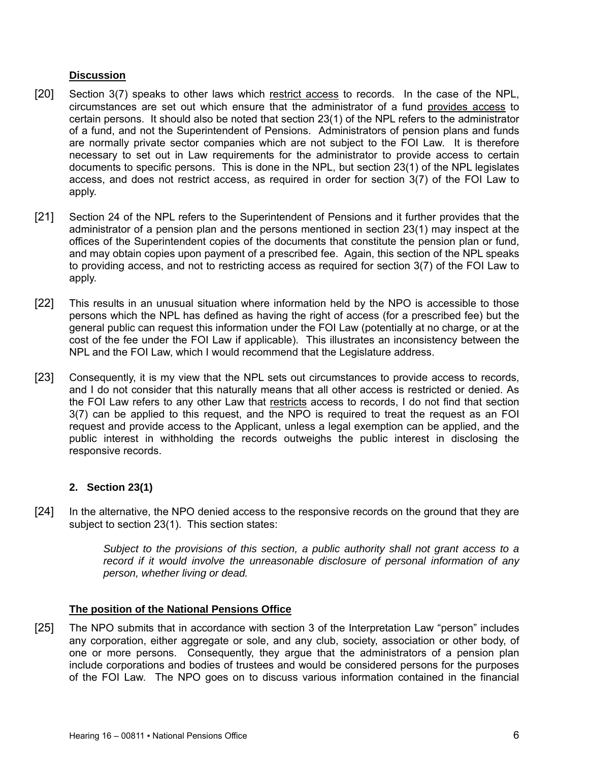**Discussion**

[20] Section 3(7) speaks to other laws which <u>restrict access</u> to records. In the case of the NPL, circumstances are set out which ensure that the administrator of a fund <u>provides access</u> to certain persons. It should also be noted that section 23(1) of the NPL refers to the administrator of a fund, and not the Superintendent of Pensions. Administrators of pension plans and funds are normally private sector companies which are not subject to the FOI Law. It is therefore necessary to set out in Law requirements for the administrator to provide access to certain documents to specific persons. This is done in the NPL, but section 23(1) of the NPL legislates access, and does not restrict access, as required in order for section 3(7) of the FOI Law to apply.

[21] Section 24 of the NPL refers to the Superintendent of Pensions and it further provides that the administrator of a pension plan and the persons mentioned in section 23(1) may inspect at the offices of the Superintendent copies of the documents that constitute the pension plan or fund, and may obtain copies upon payment of a prescribed fee. Again, this section of the NPL speaks to providing access, and not to restricting access as required for section 3(7) of the FOI Law to apply.

[22] This results in an unusual situation where information held by the NPO is accessible to those persons which the NPL has defined as having the right of access (for a prescribed fee) but the general public can request this information under the FOI Law (potentially at no charge, or at the cost of the fee under the FOI Law if applicable). This illustrates an inconsistency between the NPL and the FOI Law, which I would recommend that the Legislature address.

[23] Consequently, it is my view that the NPL sets out circumstances to provide access to records, and I do not consider that this naturally means that all other access is restricted or denied. As the FOI Law refers to any other Law that <u>restricts</u> access to records, I do not find that section 3(7) can be applied to this request, and the NPO is required to treat the request as an FOI request and provide access to the Applicant, unless a legal exemption can be applied, and the public interest in withholding the records outweighs the public interest in disclosing the responsive records.

**2. Section 23(1)**

[24] In the alternative, the NPO denied access to the responsive records on the ground that they are subject to section 23(1). This section states:

> *Subject to the provisions of this section, a public authority shall not grant access to a record if it would involve the unreasonable disclosure of personal information of any person, whether living or dead.*

**The position of the National Pensions Office**

[25] The NPO submits that in accordance with section 3 of the Interpretation Law "person" includes any corporation, either aggregate or sole, and any club, society, association or other body, of one or more persons. Consequently, they argue that the administrators of a pension plan include corporations and bodies of trustees and would be considered persons for the purposes of the FOI Law. The NPO goes on to discuss various information contained in the financial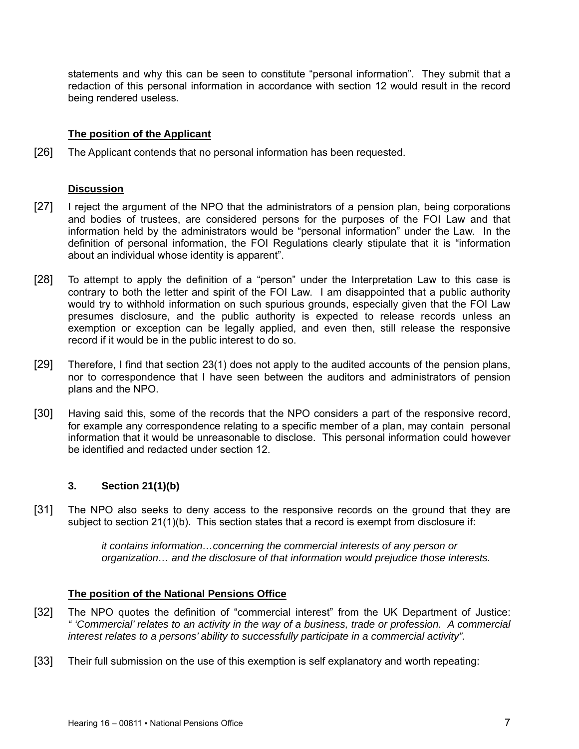statements and why this can be seen to constitute "personal information". They submit that a redaction of this personal information in accordance with section 12 would result in the record being rendered useless.

**The position of the Applicant**

[26] The Applicant contends that no personal information has been requested.

**Discussion**

[27] I reject the argument of the NPO that the administrators of a pension plan, being corporations and bodies of trustees, are considered persons for the purposes of the FOI Law and that information held by the administrators would be "personal information" under the Law. In the definition of personal information, the FOI Regulations clearly stipulate that it is "information about an individual whose identity is apparent".

[28] To attempt to apply the definition of a "person" under the Interpretation Law to this case is contrary to both the letter and spirit of the FOI Law. I am disappointed that a public authority would try to withhold information on such spurious grounds, especially given that the FOI Law presumes disclosure, and the public authority is expected to release records unless an exemption or exception can be legally applied, and even then, still release the responsive record if it would be in the public interest to do so.

[29] Therefore, I find that section 23(1) does not apply to the audited accounts of the pension plans, nor to correspondence that I have seen between the auditors and administrators of pension plans and the NPO.

[30] Having said this, some of the records that the NPO considers a part of the responsive record, for example any correspondence relating to a specific member of a plan, may contain personal information that it would be unreasonable to disclose. This personal information could however be identified and redacted under section 12.

### 3. Section 21(1)(b)

[31] The NPO also seeks to deny access to the responsive records on the ground that they are subject to section 21(1)(b). This section states that a record is exempt from disclosure if:

> *it contains information…concerning the commercial interests of any person or organization… and the disclosure of that information would prejudice those interests.*

**The position of the National Pensions Office**

[32] The NPO quotes the definition of "commercial interest" from the UK Department of Justice: *" 'Commercial' relates to an activity in the way of a business, trade or profession. A commercial interest relates to a persons' ability to successfully participate in a commercial activity".*

[33] Their full submission on the use of this exemption is self explanatory and worth repeating: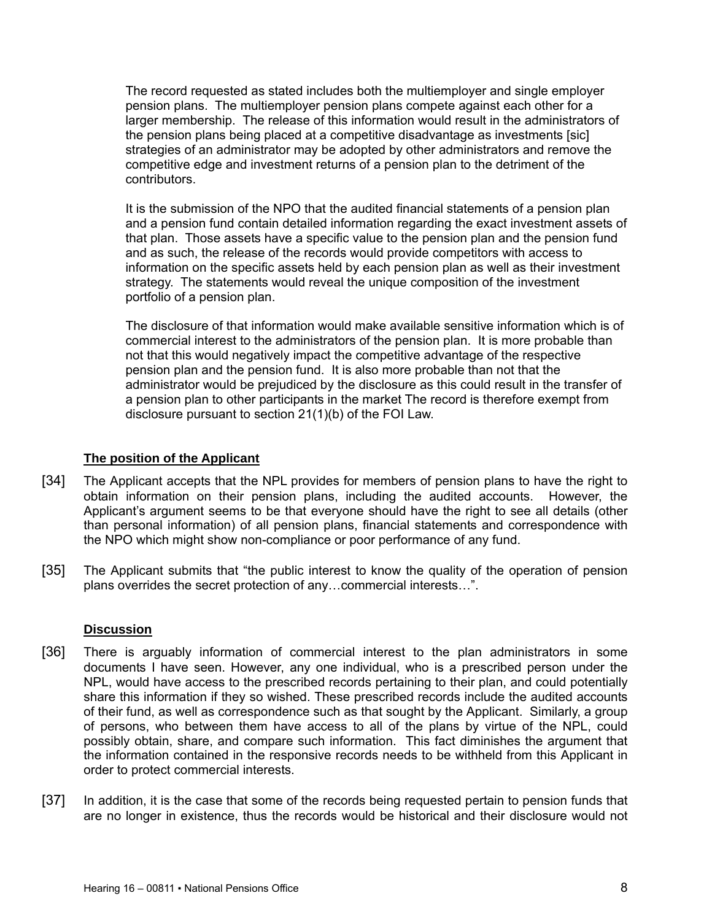> The record requested as stated includes both the multiemployer and single employer pension plans. The multiemployer pension plans compete against each other for a larger membership. The release of this information would result in the administrators of the pension plans being placed at a competitive disadvantage as investments [sic] strategies of an administrator may be adopted by other administrators and remove the competitive edge and investment returns of a pension plan to the detriment of the contributors.
>
> It is the submission of the NPO that the audited financial statements of a pension plan and a pension fund contain detailed information regarding the exact investment assets of that plan. Those assets have a specific value to the pension plan and the pension fund and as such, the release of the records would provide competitors with access to information on the specific assets held by each pension plan as well as their investment strategy. The statements would reveal the unique composition of the investment portfolio of a pension plan.
>
> The disclosure of that information would make available sensitive information which is of commercial interest to the administrators of the pension plan. It is more probable than not that this would negatively impact the competitive advantage of the respective pension plan and the pension fund. It is also more probable than not that the administrator would be prejudiced by the disclosure as this could result in the transfer of a pension plan to other participants in the market The record is therefore exempt from disclosure pursuant to section 21(1)(b) of the FOI Law.

**The position of the Applicant**

[34] The Applicant accepts that the NPL provides for members of pension plans to have the right to obtain information on their pension plans, including the audited accounts. However, the Applicant's argument seems to be that everyone should have the right to see all details (other than personal information) of all pension plans, financial statements and correspondence with the NPO which might show non-compliance or poor performance of any fund.

[35] The Applicant submits that "the public interest to know the quality of the operation of pension plans overrides the secret protection of any…commercial interests…".

**Discussion**

[36] There is arguably information of commercial interest to the plan administrators in some documents I have seen. However, any one individual, who is a prescribed person under the NPL, would have access to the prescribed records pertaining to their plan, and could potentially share this information if they so wished. These prescribed records include the audited accounts of their fund, as well as correspondence such as that sought by the Applicant. Similarly, a group of persons, who between them have access to all of the plans by virtue of the NPL, could possibly obtain, share, and compare such information. This fact diminishes the argument that the information contained in the responsive records needs to be withheld from this Applicant in order to protect commercial interests.

[37] In addition, it is the case that some of the records being requested pertain to pension funds that are no longer in existence, thus the records would be historical and their disclosure would not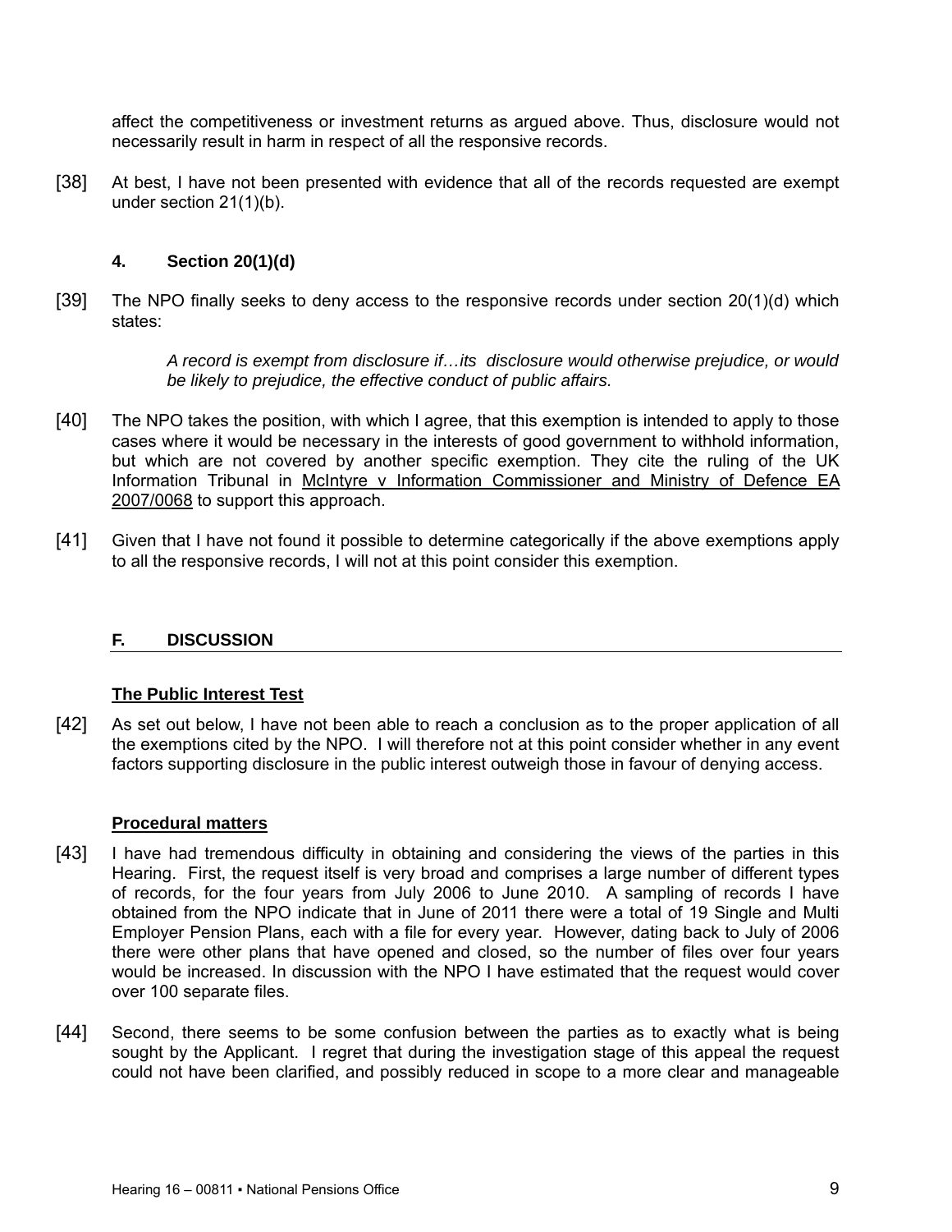affect the competitiveness or investment returns as argued above. Thus, disclosure would not necessarily result in harm in respect of all the responsive records.

[38] At best, I have not been presented with evidence that all of the records requested are exempt under section 21(1)(b).

### 4. Section 20(1)(d)

[39] The NPO finally seeks to deny access to the responsive records under section 20(1)(d) which states:

> *A record is exempt from disclosure if…its disclosure would otherwise prejudice, or would be likely to prejudice, the effective conduct of public affairs.*

[40] The NPO takes the position, with which I agree, that this exemption is intended to apply to those cases where it would be necessary in the interests of good government to withhold information, but which are not covered by another specific exemption. They cite the ruling of the UK Information Tribunal in McIntyre v Information Commissioner and Ministry of Defence EA 2007/0068 to support this approach.

[41] Given that I have not found it possible to determine categorically if the above exemptions apply to all the responsive records, I will not at this point consider this exemption.

## F. DISCUSSION

### The Public Interest Test

[42] As set out below, I have not been able to reach a conclusion as to the proper application of all the exemptions cited by the NPO. I will therefore not at this point consider whether in any event factors supporting disclosure in the public interest outweigh those in favour of denying access.

### Procedural matters

[43] I have had tremendous difficulty in obtaining and considering the views of the parties in this Hearing. First, the request itself is very broad and comprises a large number of different types of records, for the four years from July 2006 to June 2010. A sampling of records I have obtained from the NPO indicate that in June of 2011 there were a total of 19 Single and Multi Employer Pension Plans, each with a file for every year. However, dating back to July of 2006 there were other plans that have opened and closed, so the number of files over four years would be increased. In discussion with the NPO I have estimated that the request would cover over 100 separate files.

[44] Second, there seems to be some confusion between the parties as to exactly what is being sought by the Applicant. I regret that during the investigation stage of this appeal the request could not have been clarified, and possibly reduced in scope to a more clear and manageable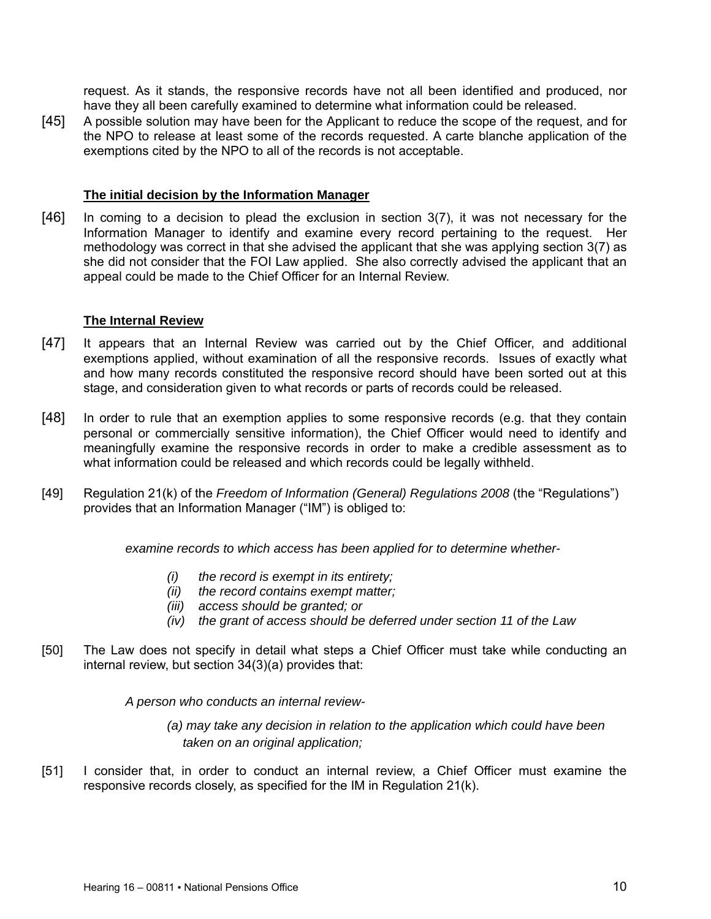request. As it stands, the responsive records have not all been identified and produced, nor have they all been carefully examined to determine what information could be released.

[45] A possible solution may have been for the Applicant to reduce the scope of the request, and for the NPO to release at least some of the records requested. A carte blanche application of the exemptions cited by the NPO to all of the records is not acceptable.

**The initial decision by the Information Manager**

[46] In coming to a decision to plead the exclusion in section 3(7), it was not necessary for the Information Manager to identify and examine every record pertaining to the request. Her methodology was correct in that she advised the applicant that she was applying section 3(7) as she did not consider that the FOI Law applied. She also correctly advised the applicant that an appeal could be made to the Chief Officer for an Internal Review.

**The Internal Review**

[47] It appears that an Internal Review was carried out by the Chief Officer, and additional exemptions applied, without examination of all the responsive records. Issues of exactly what and how many records constituted the responsive record should have been sorted out at this stage, and consideration given to what records or parts of records could be released.

[48] In order to rule that an exemption applies to some responsive records (e.g. that they contain personal or commercially sensitive information), the Chief Officer would need to identify and meaningfully examine the responsive records in order to make a credible assessment as to what information could be released and which records could be legally withheld.

[49] Regulation 21(k) of the *Freedom of Information (General) Regulations 2008* (the "Regulations") provides that an Information Manager ("IM") is obliged to:

> *examine records to which access has been applied for to determine whether-*
>
> *(i) the record is exempt in its entirety;*
> *(ii) the record contains exempt matter;*
> *(iii) access should be granted; or*
> *(iv) the grant of access should be deferred under section 11 of the Law*

[50] The Law does not specify in detail what steps a Chief Officer must take while conducting an internal review, but section 34(3)(a) provides that:

> *A person who conducts an internal review-*
>
> *(a) may take any decision in relation to the application which could have been taken on an original application;*

[51] I consider that, in order to conduct an internal review, a Chief Officer must examine the responsive records closely, as specified for the IM in Regulation 21(k).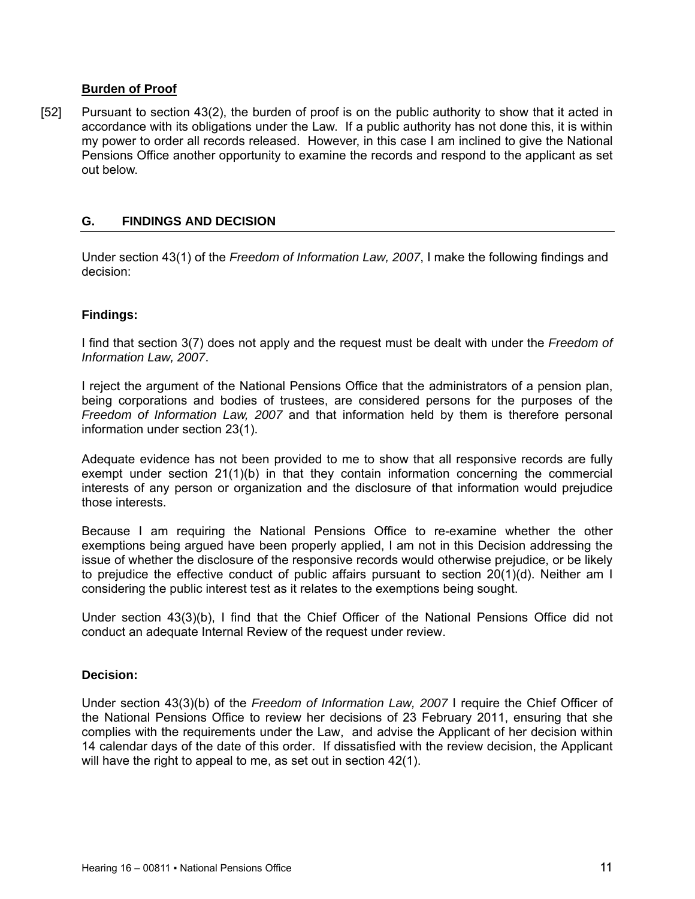#### Burden of Proof

[52] Pursuant to section 43(2), the burden of proof is on the public authority to show that it acted in accordance with its obligations under the Law. If a public authority has not done this, it is within my power to order all records released. However, in this case I am inclined to give the National Pensions Office another opportunity to examine the records and respond to the applicant as set out below.

## G. FINDINGS AND DECISION

Under section 43(1) of the *Freedom of Information Law, 2007*, I make the following findings and decision:

### Findings:

I find that section 3(7) does not apply and the request must be dealt with under the *Freedom of Information Law, 2007*.

I reject the argument of the National Pensions Office that the administrators of a pension plan, being corporations and bodies of trustees, are considered persons for the purposes of the *Freedom of Information Law, 2007* and that information held by them is therefore personal information under section 23(1).

Adequate evidence has not been provided to me to show that all responsive records are fully exempt under section 21(1)(b) in that they contain information concerning the commercial interests of any person or organization and the disclosure of that information would prejudice those interests.

Because I am requiring the National Pensions Office to re-examine whether the other exemptions being argued have been properly applied, I am not in this Decision addressing the issue of whether the disclosure of the responsive records would otherwise prejudice, or be likely to prejudice the effective conduct of public affairs pursuant to section 20(1)(d). Neither am I considering the public interest test as it relates to the exemptions being sought.

Under section 43(3)(b), I find that the Chief Officer of the National Pensions Office did not conduct an adequate Internal Review of the request under review.

### Decision:

Under section 43(3)(b) of the *Freedom of Information Law, 2007* I require the Chief Officer of the National Pensions Office to review her decisions of 23 February 2011, ensuring that she complies with the requirements under the Law, and advise the Applicant of her decision within 14 calendar days of the date of this order. If dissatisfied with the review decision, the Applicant will have the right to appeal to me, as set out in section 42(1).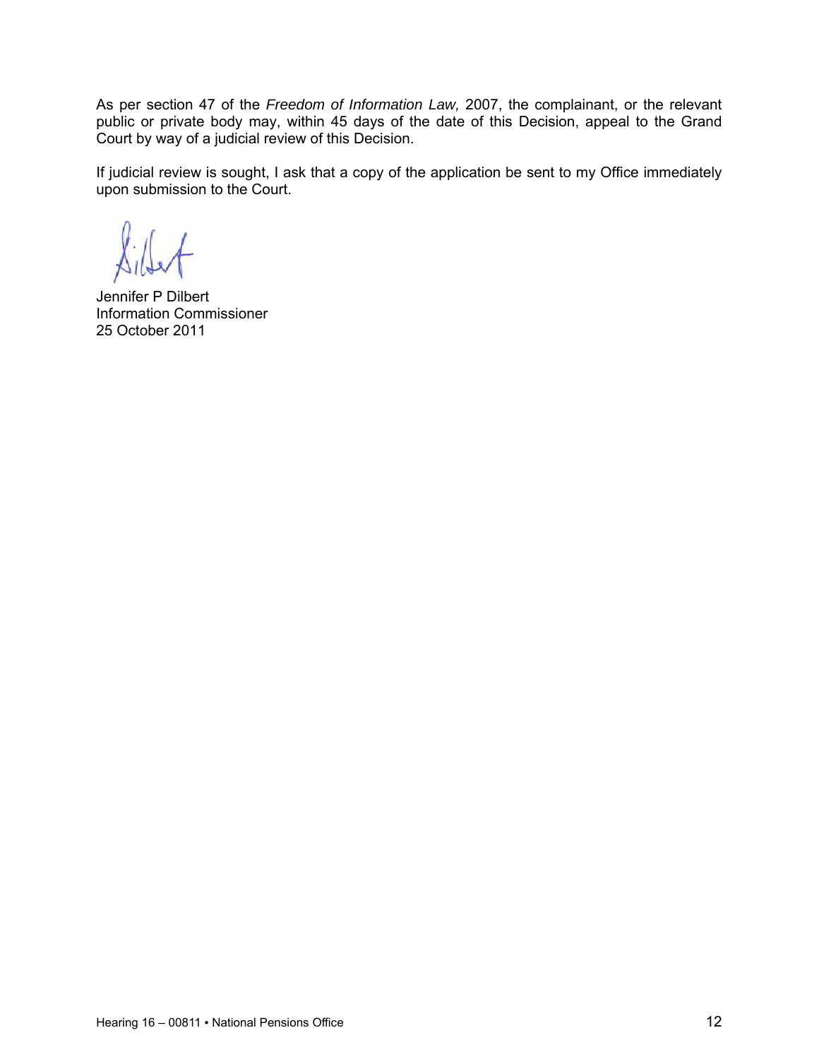As per section 47 of the *Freedom of Information Law,* 2007, the complainant, or the relevant public or private body may, within 45 days of the date of this Decision, appeal to the Grand Court by way of a judicial review of this Decision.

If judicial review is sought, I ask that a copy of the application be sent to my Office immediately upon submission to the Court.

Jennifer P Dilbert
Information Commissioner
25 October 2011